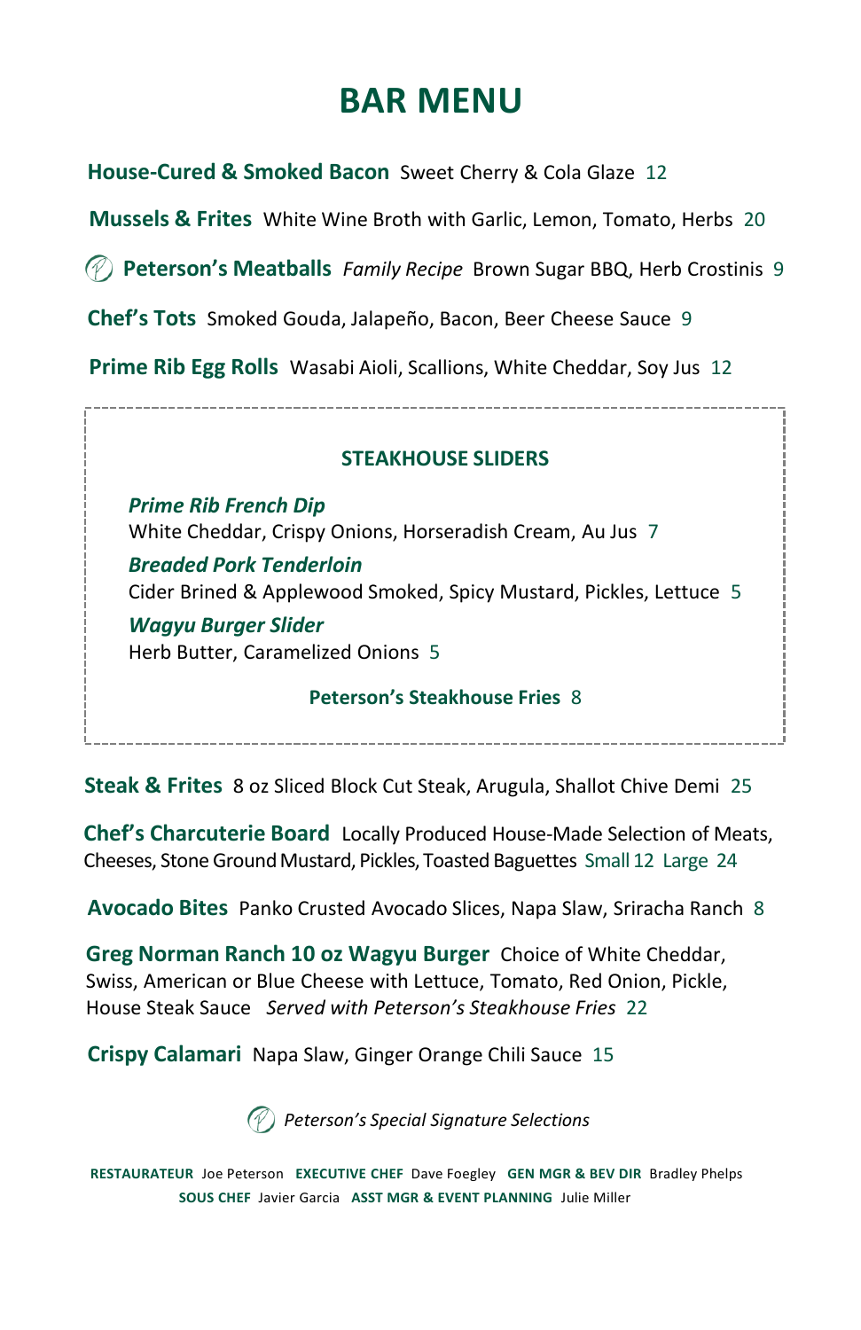# BAR MENU

**House-Cured & Smoked Bacon** Sweet Cherry & Cola Glaze 12

**Mussels & Frites** White Wine Broth with Garlic, Lemon, Tomato, Herbs 20

**Peterson's Meatballs** *Family Recipe* Brown Sugar BBQ, Herb Crostinis 9

**Chef's Tots** Smoked Gouda, Jalapeño, Bacon, Beer Cheese Sauce 9

**Prime Rib Egg Rolls** Wasabi Aioli, Scallions, White Cheddar, Soy Jus 12

## STEAKHOUSE SLIDERS

***Prime Rib French Dip***
White Cheddar, Crispy Onions, Horseradish Cream, Au Jus 7

***Breaded Pork Tenderloin***
Cider Brined & Applewood Smoked, Spicy Mustard, Pickles, Lettuce 5

***Wagyu Burger Slider***
Herb Butter, Caramelized Onions 5

**Peterson's Steakhouse Fries** 8

**Steak & Frites** 8 oz Sliced Block Cut Steak, Arugula, Shallot Chive Demi 25

**Chef's Charcuterie Board** Locally Produced House-Made Selection of Meats, Cheeses, Stone Ground Mustard, Pickles, Toasted Baguettes Small 12 Large 24

**Avocado Bites** Panko Crusted Avocado Slices, Napa Slaw, Sriracha Ranch 8

**Greg Norman Ranch 10 oz Wagyu Burger** Choice of White Cheddar, Swiss, American or Blue Cheese with Lettuce, Tomato, Red Onion, Pickle, House Steak Sauce *Served with Peterson's Steakhouse Fries* 22

**Crispy Calamari** Napa Slaw, Ginger Orange Chili Sauce 15

*Peterson's Special Signature Selections*

**RESTAURATEUR** Joe Peterson **EXECUTIVE CHEF** Dave Foegley **GEN MGR & BEV DIR** Bradley Phelps
**SOUS CHEF** Javier Garcia **ASST MGR & EVENT PLANNING** Julie Miller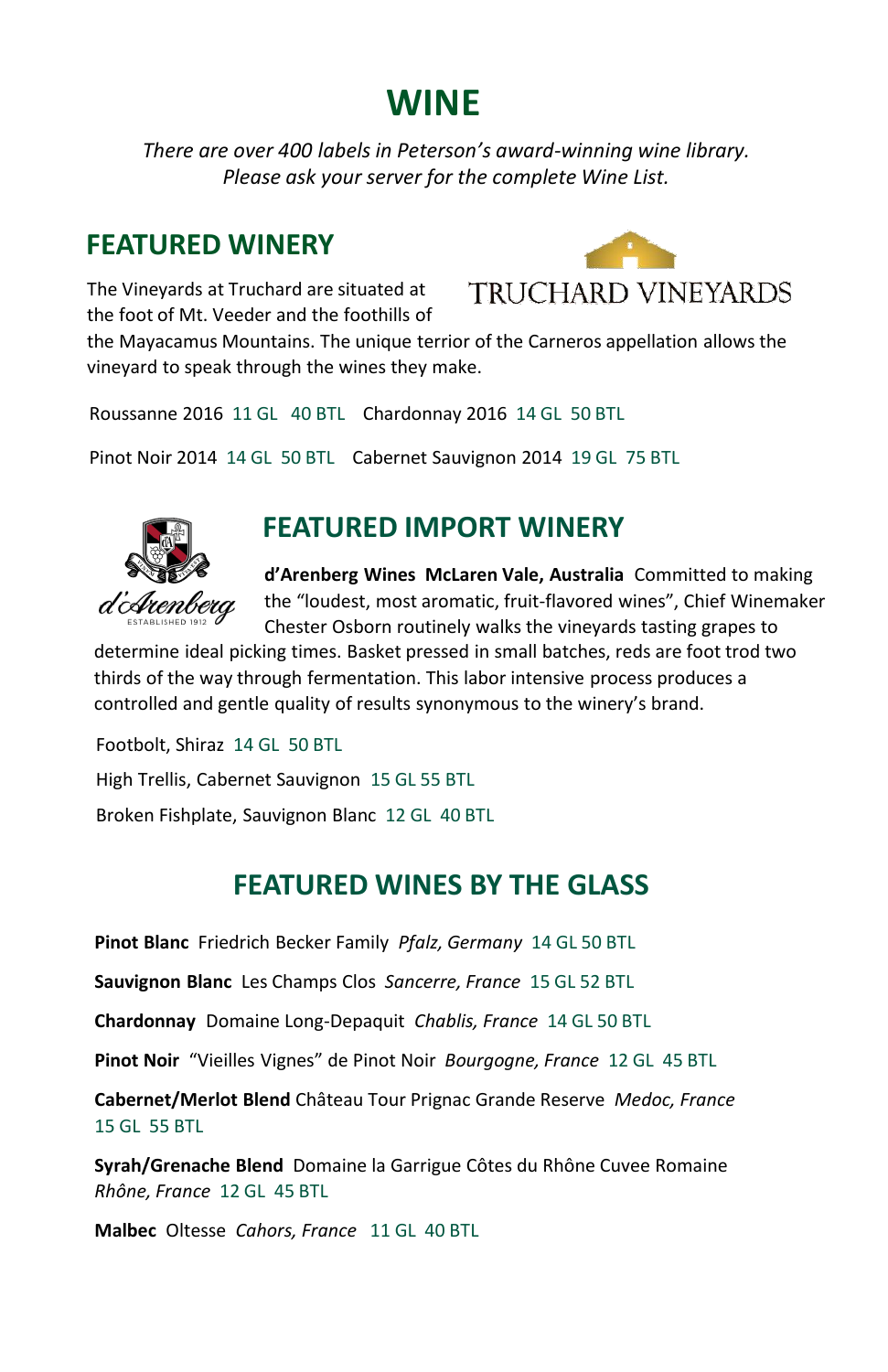# WINE

*There are over 400 labels in Peterson's award-winning wine library.*
*Please ask your server for the complete Wine List.*

## FEATURED WINERY

TRUCHARD VINEYARDS

The Vineyards at Truchard are situated at the foot of Mt. Veeder and the foothills of the Mayacamus Mountains. The unique terrior of the Carneros appellation allows the vineyard to speak through the wines they make.

Roussanne 2016 11 GL 40 BTL Chardonnay 2016 14 GL 50 BTL

Pinot Noir 2014 14 GL 50 BTL Cabernet Sauvignon 2014 19 GL 75 BTL

## FEATURED IMPORT WINERY

d'Arenberg ESTABLISHED 1912

**d'Arenberg Wines McLaren Vale, Australia** Committed to making the "loudest, most aromatic, fruit-flavored wines", Chief Winemaker Chester Osborn routinely walks the vineyards tasting grapes to determine ideal picking times. Basket pressed in small batches, reds are foot trod two thirds of the way through fermentation. This labor intensive process produces a controlled and gentle quality of results synonymous to the winery's brand.

Footbolt, Shiraz 14 GL 50 BTL

High Trellis, Cabernet Sauvignon 15 GL 55 BTL

Broken Fishplate, Sauvignon Blanc 12 GL 40 BTL

## FEATURED WINES BY THE GLASS

**Pinot Blanc** Friedrich Becker Family *Pfalz, Germany* 14 GL 50 BTL

**Sauvignon Blanc** Les Champs Clos *Sancerre, France* 15 GL 52 BTL

**Chardonnay** Domaine Long-Depaquit *Chablis, France* 14 GL 50 BTL

**Pinot Noir** "Vieilles Vignes" de Pinot Noir *Bourgogne, France* 12 GL 45 BTL

**Cabernet/Merlot Blend** Château Tour Prignac Grande Reserve *Medoc, France* 15 GL 55 BTL

**Syrah/Grenache Blend** Domaine la Garrigue Côtes du Rhône Cuvee Romaine *Rhône, France* 12 GL 45 BTL

**Malbec** Oltesse *Cahors, France* 11 GL 40 BTL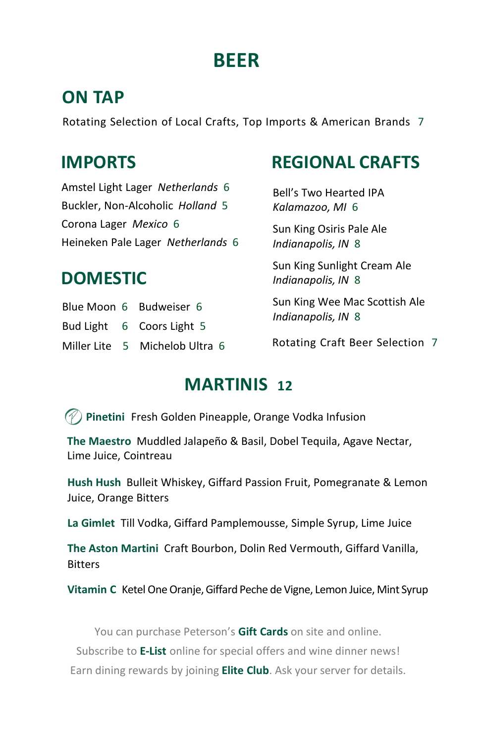# BEER

## ON TAP

Rotating Selection of Local Crafts, Top Imports & American Brands 7

## IMPORTS

Amstel Light Lager *Netherlands* 6
Buckler, Non-Alcoholic *Holland* 5
Corona Lager *Mexico* 6
Heineken Pale Lager *Netherlands* 6

## DOMESTIC

Blue Moon 6
Budweiser 6
Bud Light 6
Coors Light 5
Miller Lite 5
Michelob Ultra 6

## REGIONAL CRAFTS

Bell's Two Hearted IPA
*Kalamazoo, MI* 6

Sun King Osiris Pale Ale
*Indianapolis, IN* 8

Sun King Sunlight Cream Ale
*Indianapolis, IN* 8

Sun King Wee Mac Scottish Ale
*Indianapolis, IN* 8

Rotating Craft Beer Selection 7

# MARTINIS 12

**Pinetini** Fresh Golden Pineapple, Orange Vodka Infusion

**The Maestro** Muddled Jalapeño & Basil, Dobel Tequila, Agave Nectar, Lime Juice, Cointreau

**Hush Hush** Bulleit Whiskey, Giffard Passion Fruit, Pomegranate & Lemon Juice, Orange Bitters

**La Gimlet** Till Vodka, Giffard Pamplemousse, Simple Syrup, Lime Juice

**The Aston Martini** Craft Bourbon, Dolin Red Vermouth, Giffard Vanilla, Bitters

**Vitamin C** Ketel One Oranje, Giffard Peche de Vigne, Lemon Juice, Mint Syrup

You can purchase Peterson's **Gift Cards** on site and online.
Subscribe to **E-List** online for special offers and wine dinner news!
Earn dining rewards by joining **Elite Club**. Ask your server for details.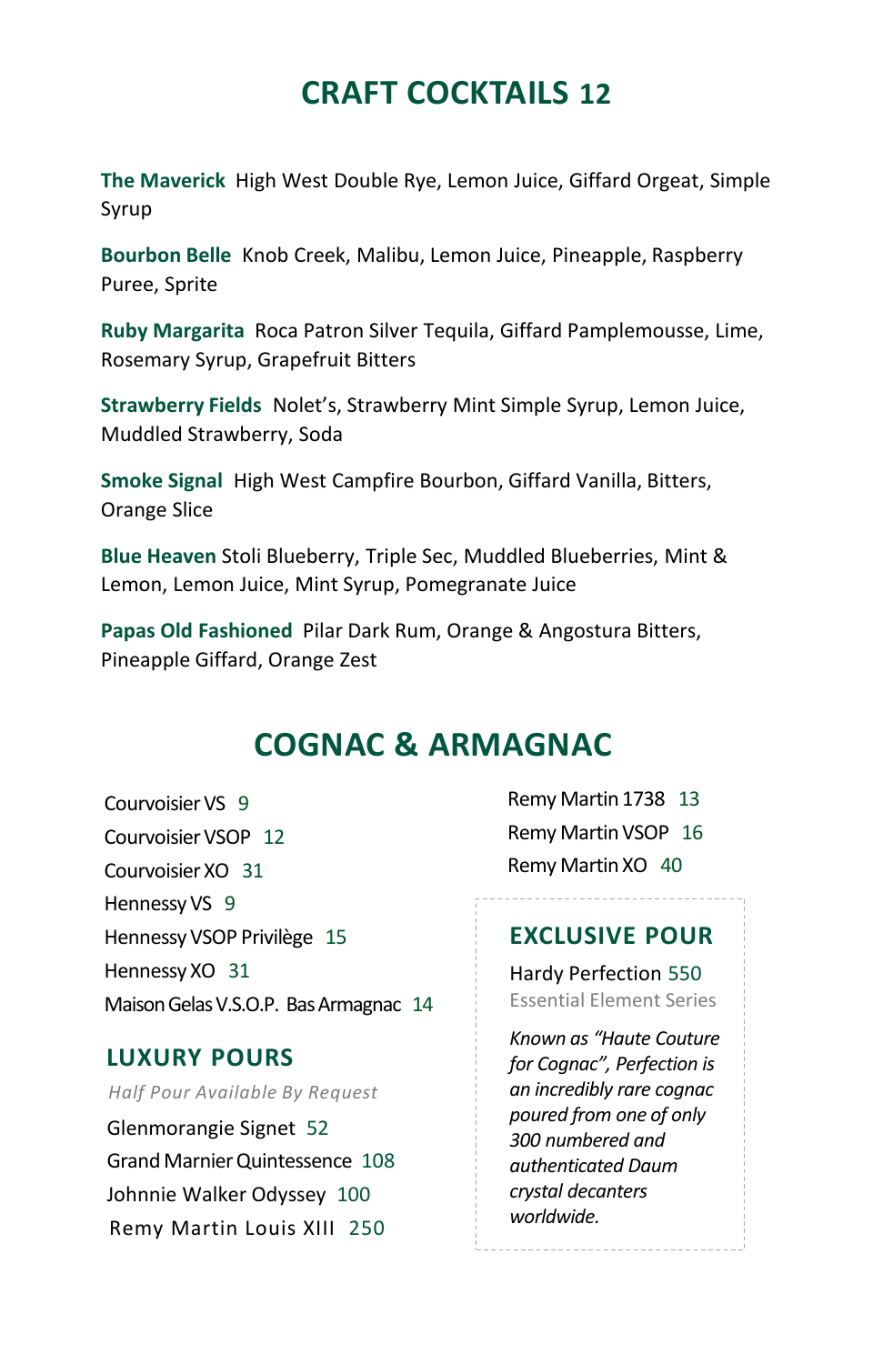# CRAFT COCKTAILS 12

**The Maverick** High West Double Rye, Lemon Juice, Giffard Orgeat, Simple Syrup

**Bourbon Belle** Knob Creek, Malibu, Lemon Juice, Pineapple, Raspberry Puree, Sprite

**Ruby Margarita** Roca Patron Silver Tequila, Giffard Pamplemousse, Lime, Rosemary Syrup, Grapefruit Bitters

**Strawberry Fields** Nolet's, Strawberry Mint Simple Syrup, Lemon Juice, Muddled Strawberry, Soda

**Smoke Signal** High West Campfire Bourbon, Giffard Vanilla, Bitters, Orange Slice

**Blue Heaven** Stoli Blueberry, Triple Sec, Muddled Blueberries, Mint & Lemon, Lemon Juice, Mint Syrup, Pomegranate Juice

**Papas Old Fashioned** Pilar Dark Rum, Orange & Angostura Bitters, Pineapple Giffard, Orange Zest

# COGNAC & ARMAGNAC

Courvoisier VS 9
Courvoisier VSOP 12
Courvoisier XO 31
Hennessy VS 9
Hennessy VSOP Privilège 15
Hennessy XO 31
Maison Gelas V.S.O.P. Bas Armagnac 14
Remy Martin 1738 13
Remy Martin VSOP 16
Remy Martin XO 40

## LUXURY POURS

*Half Pour Available By Request*

Glenmorangie Signet 52
Grand Marnier Quintessence 108
Johnnie Walker Odyssey 100
Remy Martin Louis XIII 250

## EXCLUSIVE POUR

Hardy Perfection 550
Essential Element Series

*Known as "Haute Couture for Cognac", Perfection is an incredibly rare cognac poured from one of only 300 numbered and authenticated Daum crystal decanters worldwide.*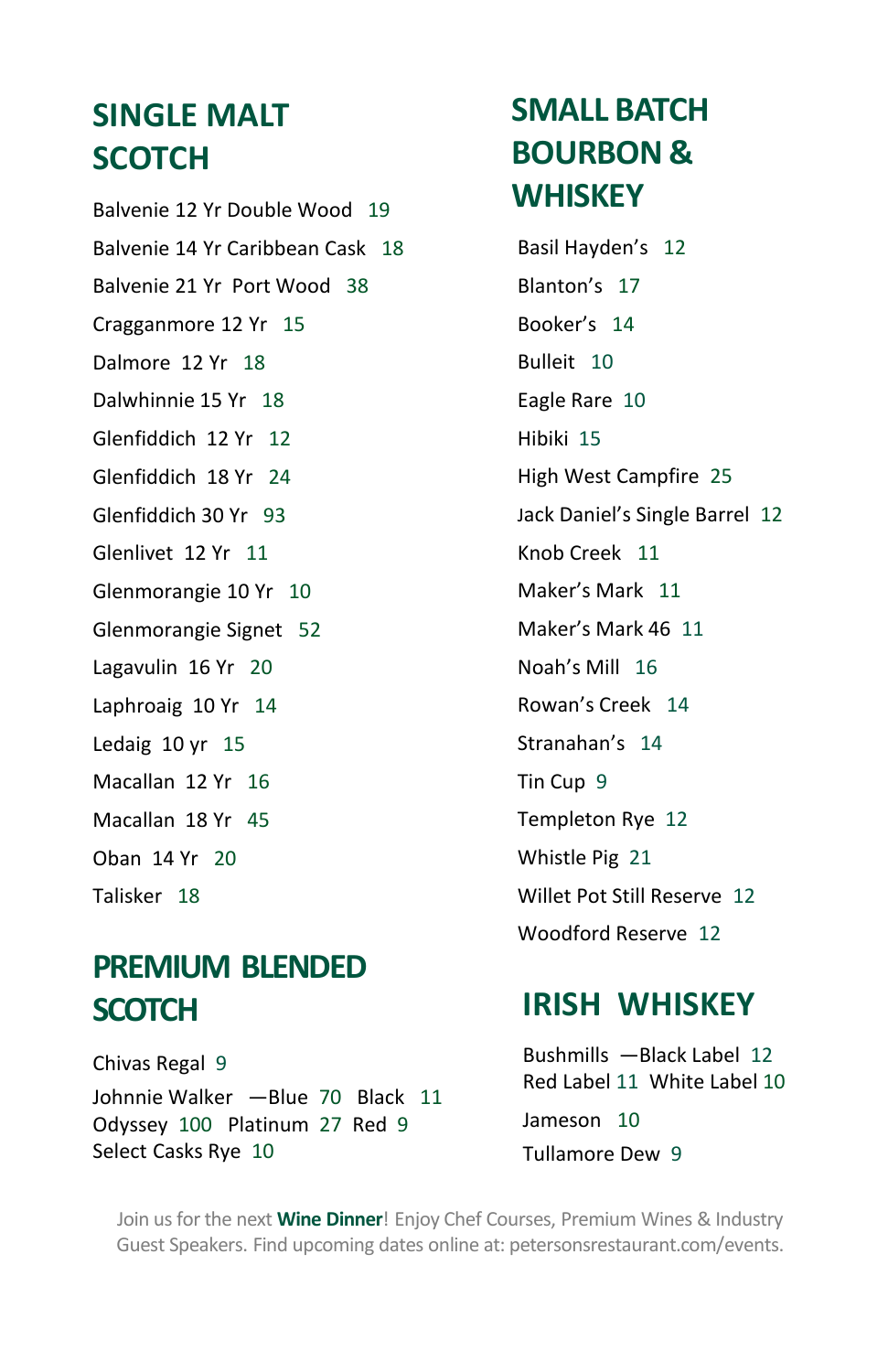## SINGLE MALT SCOTCH

Balvenie 12 Yr Double Wood 19

Balvenie 14 Yr Caribbean Cask 18

Balvenie 21 Yr Port Wood 38

Cragganmore 12 Yr 15

Dalmore 12 Yr 18

Dalwhinnie 15 Yr 18

Glenfiddich 12 Yr 12

Glenfiddich 18 Yr 24

Glenfiddich 30 Yr 93

Glenlivet 12 Yr 11

Glenmorangie 10 Yr 10

Glenmorangie Signet 52

Lagavulin 16 Yr 20

Laphroaig 10 Yr 14

Ledaig 10 yr 15

Macallan 12 Yr 16

Macallan 18 Yr 45

Oban 14 Yr 20

Talisker 18

## PREMIUM BLENDED SCOTCH

Chivas Regal 9

Johnnie Walker —Blue 70 Black 11
Odyssey 100 Platinum 27 Red 9
Select Casks Rye 10

## SMALL BATCH BOURBON & WHISKEY

Basil Hayden's 12

Blanton's 17

Booker's 14

Bulleit 10

Eagle Rare 10

Hibiki 15

High West Campfire 25

Jack Daniel's Single Barrel 12

Knob Creek 11

Maker's Mark 11

Maker's Mark 46 11

Noah's Mill 16

Rowan's Creek 14

Stranahan's 14

Tin Cup 9

Templeton Rye 12

Whistle Pig 21

Willet Pot Still Reserve 12

Woodford Reserve 12

## IRISH WHISKEY

Bushmills —Black Label 12
Red Label 11 White Label 10

Jameson 10

Tullamore Dew 9

Join us for the next **Wine Dinner**! Enjoy Chef Courses, Premium Wines & Industry Guest Speakers. Find upcoming dates online at: petersonsrestaurant.com/events.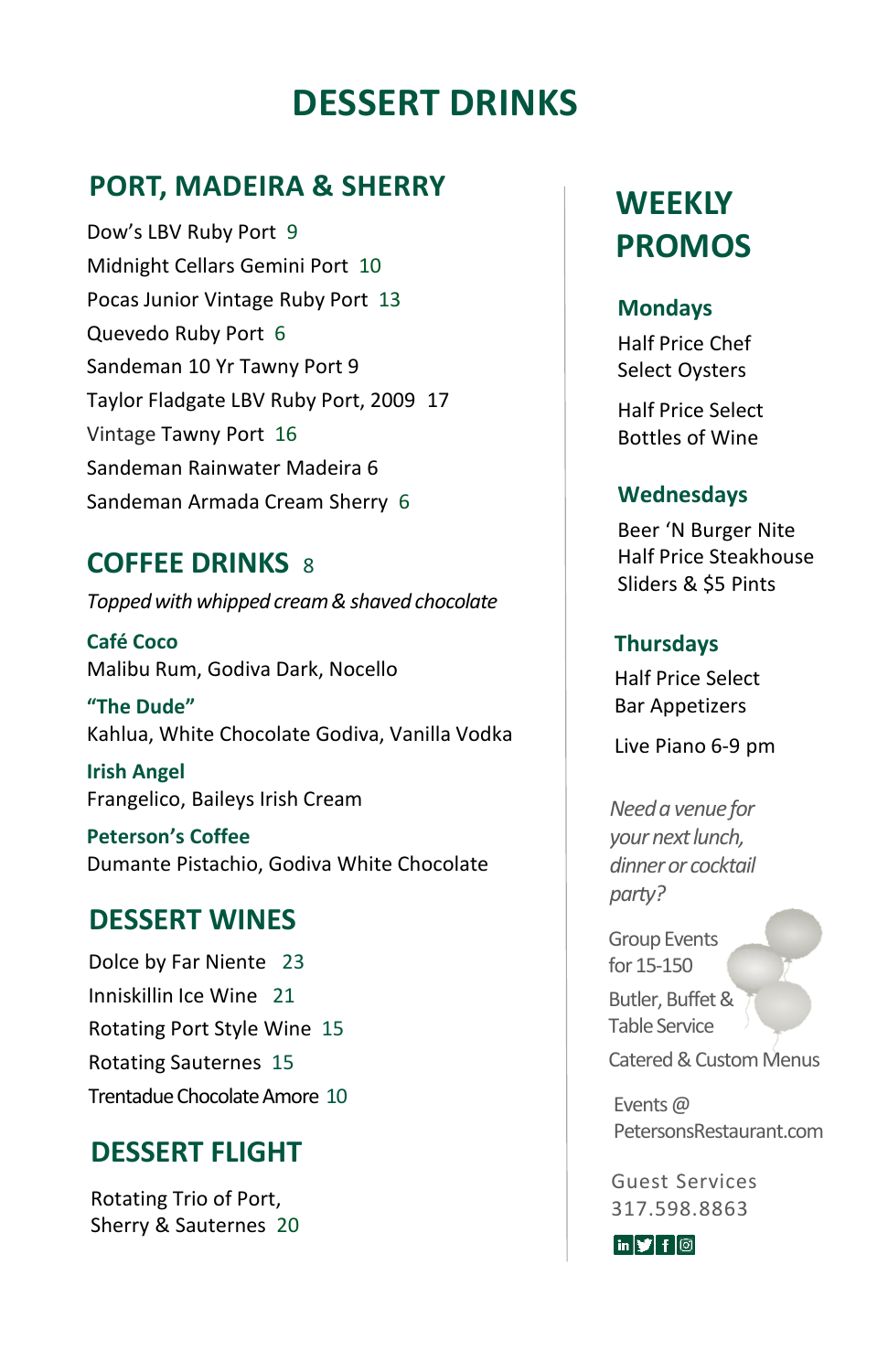# DESSERT DRINKS

## PORT, MADEIRA & SHERRY

Dow's LBV Ruby Port 9
Midnight Cellars Gemini Port 10
Pocas Junior Vintage Ruby Port 13
Quevedo Ruby Port 6
Sandeman 10 Yr Tawny Port 9
Taylor Fladgate LBV Ruby Port, 2009 17
Vintage Tawny Port 16
Sandeman Rainwater Madeira 6
Sandeman Armada Cream Sherry 6

## COFFEE DRINKS 8

*Topped with whipped cream & shaved chocolate*

**Café Coco**
Malibu Rum, Godiva Dark, Nocello

**"The Dude"**
Kahlua, White Chocolate Godiva, Vanilla Vodka

**Irish Angel**
Frangelico, Baileys Irish Cream

**Peterson's Coffee**
Dumante Pistachio, Godiva White Chocolate

## DESSERT WINES

Dolce by Far Niente 23
Inniskillin Ice Wine 21
Rotating Port Style Wine 15
Rotating Sauternes 15
Trentadue Chocolate Amore 10

## DESSERT FLIGHT

Rotating Trio of Port,
Sherry & Sauternes 20

## WEEKLY PROMOS

### Mondays

Half Price Chef Select Oysters

Half Price Select Bottles of Wine

### Wednesdays

Beer 'N Burger Nite
Half Price Steakhouse Sliders & $5 Pints

### Thursdays

Half Price Select Bar Appetizers

Live Piano 6-9 pm

*Need a venue for your next lunch, dinner or cocktail party?*

Group Events for 15-150

Butler, Buffet & Table Service

Catered & Custom Menus

Events @ PetersonsRestaurant.com

Guest Services
317.598.8863